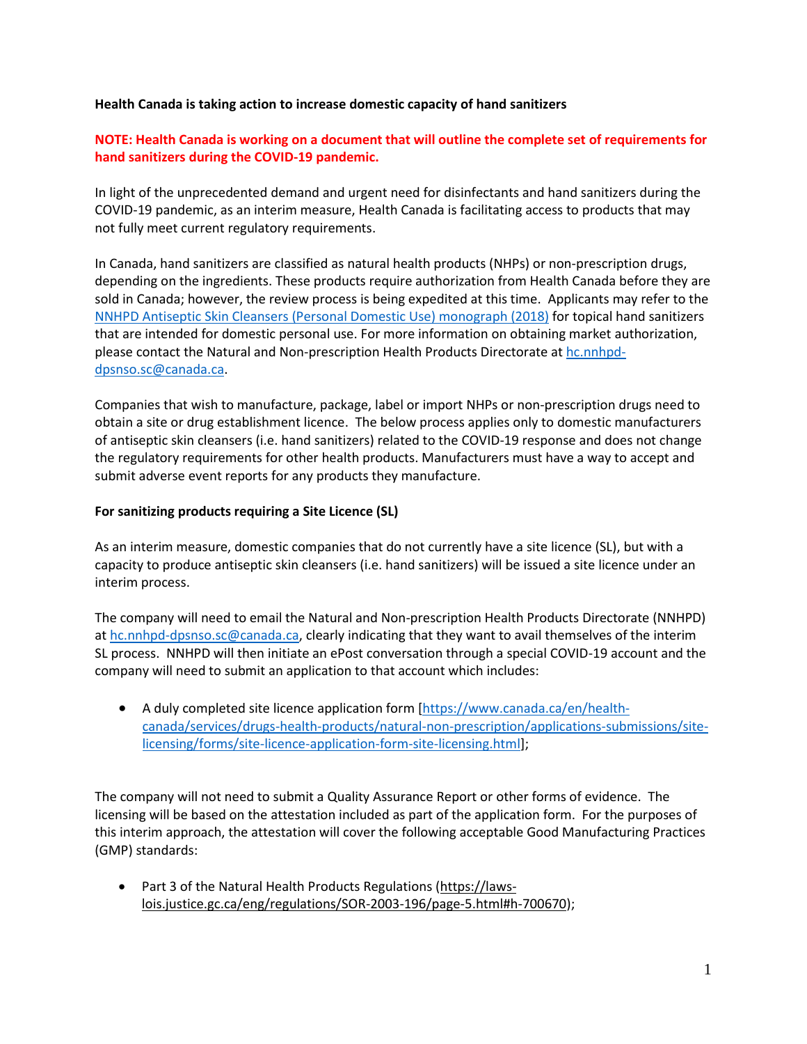**Health Canada is taking action to increase domestic capacity of hand sanitizers**

**NOTE: Health Canada is working on a document that will outline the complete set of requirements for hand sanitizers during the COVID-19 pandemic.**

In light of the unprecedented demand and urgent need for disinfectants and hand sanitizers during the COVID-19 pandemic, as an interim measure, Health Canada is facilitating access to products that may not fully meet current regulatory requirements.

In Canada, hand sanitizers are classified as natural health products (NHPs) or non-prescription drugs, depending on the ingredients. These products require authorization from Health Canada before they are sold in Canada; however, the review process is being expedited at this time. Applicants may refer to the NNHPD Antiseptic Skin Cleansers (Personal Domestic Use) monograph (2018) for topical hand sanitizers that are intended for domestic personal use. For more information on obtaining market authorization, please contact the Natural and Non-prescription Health Products Directorate at hc.nnhpd-dpsnso.sc@canada.ca.

Companies that wish to manufacture, package, label or import NHPs or non-prescription drugs need to obtain a site or drug establishment licence. The below process applies only to domestic manufacturers of antiseptic skin cleansers (i.e. hand sanitizers) related to the COVID-19 response and does not change the regulatory requirements for other health products. Manufacturers must have a way to accept and submit adverse event reports for any products they manufacture.

**For sanitizing products requiring a Site Licence (SL)**

As an interim measure, domestic companies that do not currently have a site licence (SL), but with a capacity to produce antiseptic skin cleansers (i.e. hand sanitizers) will be issued a site licence under an interim process.

The company will need to email the Natural and Non-prescription Health Products Directorate (NNHPD) at hc.nnhpd-dpsnso.sc@canada.ca, clearly indicating that they want to avail themselves of the interim SL process. NNHPD will then initiate an ePost conversation through a special COVID-19 account and the company will need to submit an application to that account which includes:

- A duly completed site licence application form [https://www.canada.ca/en/health-canada/services/drugs-health-products/natural-non-prescription/applications-submissions/site-licensing/forms/site-licence-application-form-site-licensing.html];

The company will not need to submit a Quality Assurance Report or other forms of evidence. The licensing will be based on the attestation included as part of the application form. For the purposes of this interim approach, the attestation will cover the following acceptable Good Manufacturing Practices (GMP) standards:

- Part 3 of the Natural Health Products Regulations (https://laws-lois.justice.gc.ca/eng/regulations/SOR-2003-196/page-5.html#h-700670);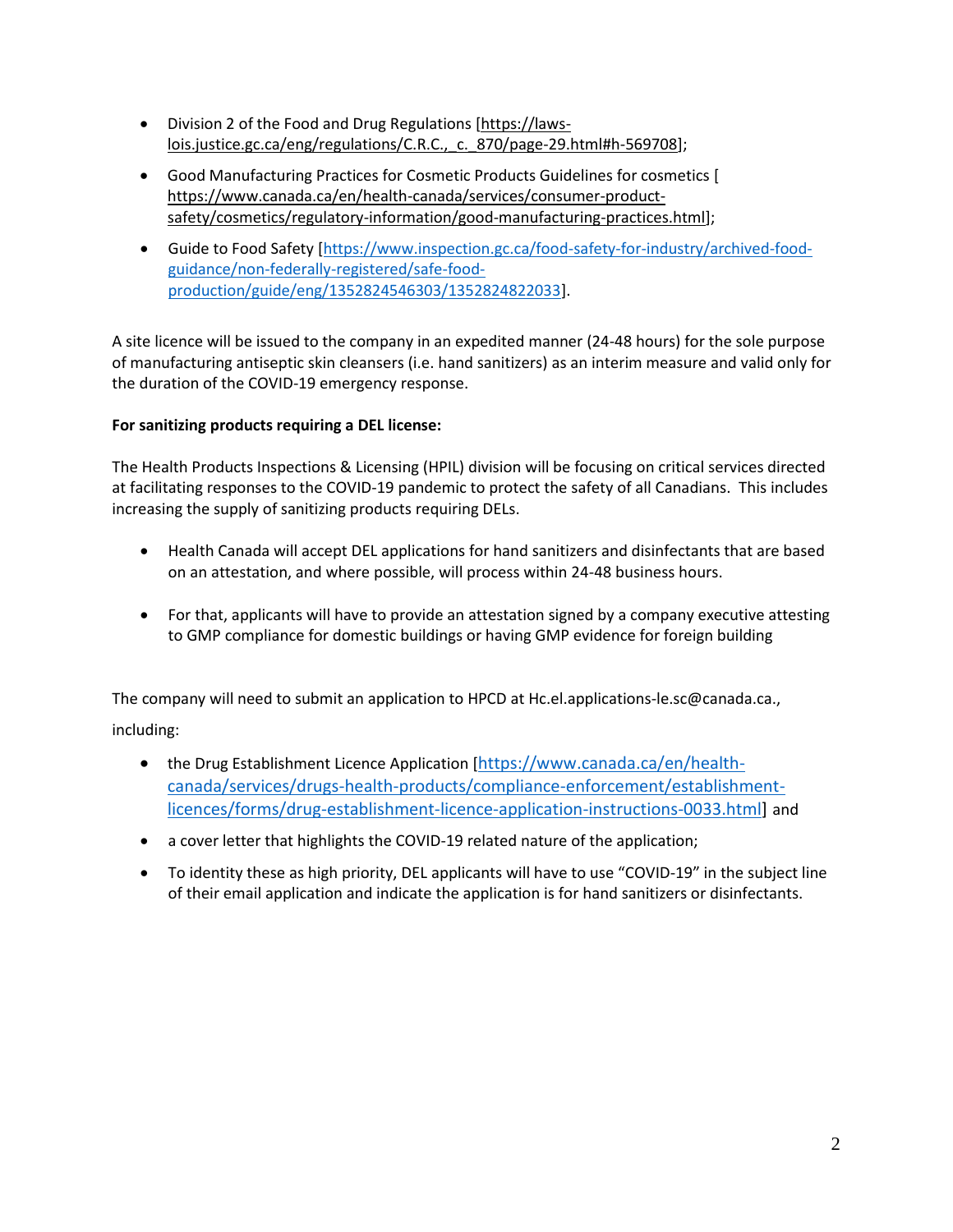- Division 2 of the Food and Drug Regulations [https://laws-lois.justice.gc.ca/eng/regulations/C.R.C.,_c._870/page-29.html#h-569708];
- Good Manufacturing Practices for Cosmetic Products Guidelines for cosmetics [ https://www.canada.ca/en/health-canada/services/consumer-product-safety/cosmetics/regulatory-information/good-manufacturing-practices.html];
- Guide to Food Safety [https://www.inspection.gc.ca/food-safety-for-industry/archived-food-guidance/non-federally-registered/safe-food-production/guide/eng/1352824546303/1352824822033].

A site licence will be issued to the company in an expedited manner (24-48 hours) for the sole purpose of manufacturing antiseptic skin cleansers (i.e. hand sanitizers) as an interim measure and valid only for the duration of the COVID-19 emergency response.

**For sanitizing products requiring a DEL license:**

The Health Products Inspections & Licensing (HPIL) division will be focusing on critical services directed at facilitating responses to the COVID-19 pandemic to protect the safety of all Canadians. This includes increasing the supply of sanitizing products requiring DELs.

- Health Canada will accept DEL applications for hand sanitizers and disinfectants that are based on an attestation, and where possible, will process within 24-48 business hours.
- For that, applicants will have to provide an attestation signed by a company executive attesting to GMP compliance for domestic buildings or having GMP evidence for foreign building

The company will need to submit an application to HPCD at Hc.el.applications-le.sc@canada.ca.,

including:

- the Drug Establishment Licence Application [https://www.canada.ca/en/health-canada/services/drugs-health-products/compliance-enforcement/establishment-licences/forms/drug-establishment-licence-application-instructions-0033.html] and
- a cover letter that highlights the COVID-19 related nature of the application;
- To identity these as high priority, DEL applicants will have to use "COVID-19" in the subject line of their email application and indicate the application is for hand sanitizers or disinfectants.